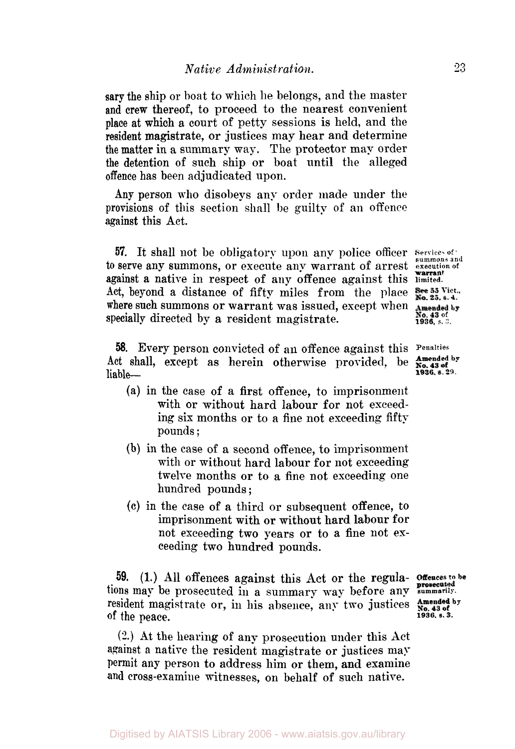sary the ship or boat to which he belongs, and the master and crew thereof, to proceed to the nearest convenient place at which a court of petty sessions is held, and the resident magistrate, or justices may hear and determine the matter in a summary way. The protector may order the detention of such ship or boat until the alleged offence has been adjudicated upon.

Any person who disobeys any order made under the provisions of this section shall be guilty of an offence against this Act.

**57.** It shall not be obligatory upon any police officer to serve any summons, or execute any warrant of arrest against a native in respect of any offence against this Act, beyond a distance of fifty miles from the place where such summons or warrant was issued, except when specially directed by a resident magistrate.

*Services of summons and execution of warrant limited. See 55 Vict., No. 25, s. 4. Amended by No. 43 of 1936, s. 5.*

**58.** Every person convicted of an offence against this Act shall, except as herein otherwise provided, be liable—

*Penalties. Amended by No. 43 of 1936, s. 29.*

(a) in the case of a first offence, to imprisonment with or without hard labour for not exceeding six months or to a fine not exceeding fifty pounds;

(b) in the case of a second offence, to imprisonment with or without hard labour for not exceeding twelve months or to a fine not exceeding one hundred pounds;

(c) in the case of a third or subsequent offence, to imprisonment with or without hard labour for not exceeding two years or to a fine not exceeding two hundred pounds.

**59.** (1.) All offences against this Act or the regulations may be prosecuted in a summary way before any resident magistrate or, in his absence, any two justices of the peace.

*Offences to be prosecuted summarily. Amended by No. 43 of 1936, s. 3.*

(2.) At the hearing of any prosecution under this Act against a native the resident magistrate or justices may permit any person to address him or them, and examine and cross-examine witnesses, on behalf of such native.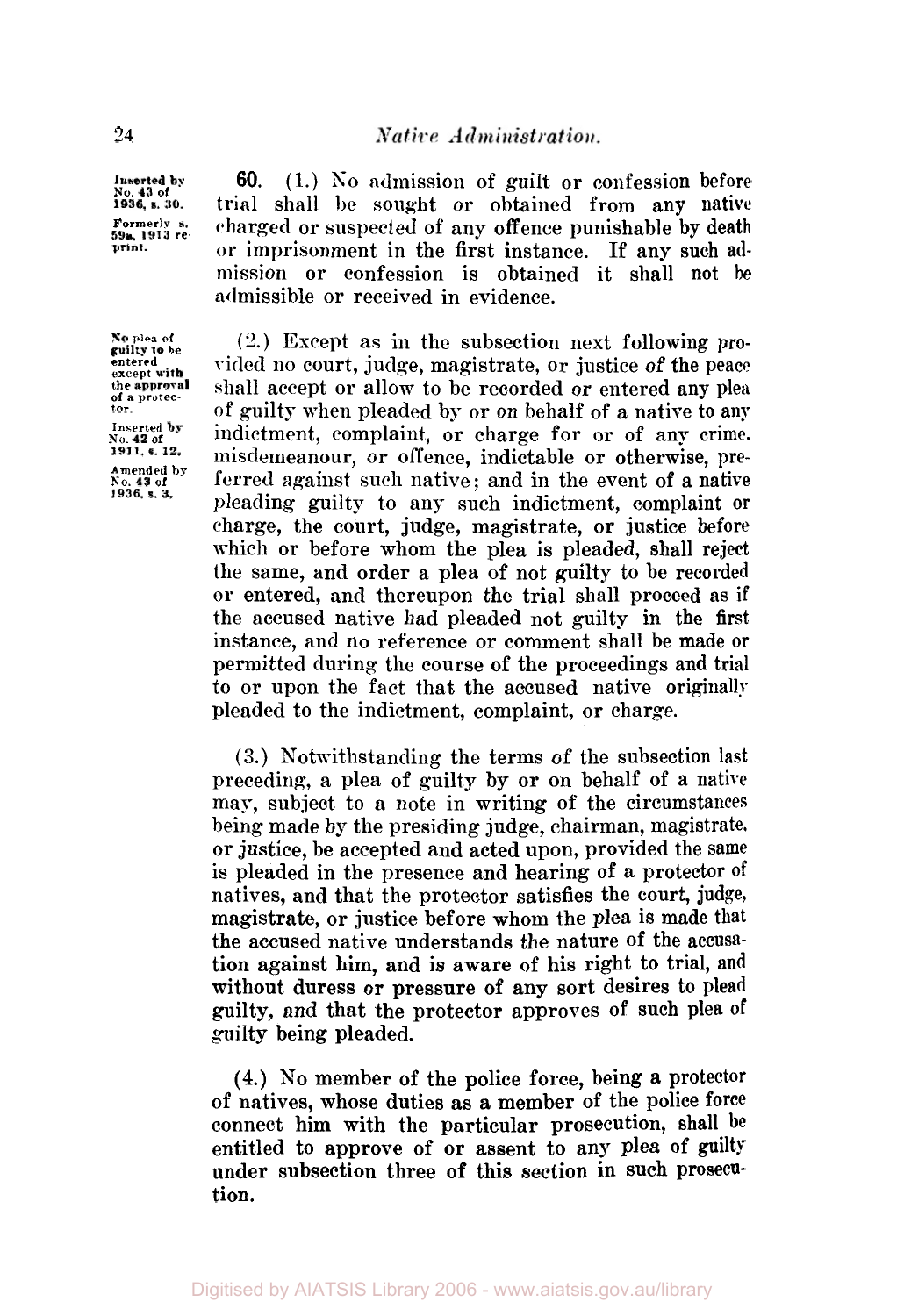Inserted by No. 43 of 1936, s. 30. Formerly s. 59a, 1913 reprint.

**60.** (1.) No admission of guilt or confession before trial shall be sought or obtained from any native charged or suspected of any offence punishable by death or imprisonment in the first instance. If any such admission or confession is obtained it shall not be admissible or received in evidence.

No plea of guilty to be entered except with the approval of a protector. Inserted by No. 42 of 1911, s. 12. Amended by No. 43 of 1936, s. 3.

(2.) Except as in the subsection next following provided no court, judge, magistrate, or justice of the peace shall accept or allow to be recorded or entered any plea of guilty when pleaded by or on behalf of a native to any indictment, complaint, or charge for or of any crime, misdemeanour, or offence, indictable or otherwise, preferred against such native; and in the event of a native pleading guilty to any such indictment, complaint or charge, the court, judge, magistrate, or justice before which or before whom the plea is pleaded, shall reject the same, and order a plea of not guilty to be recorded or entered, and thereupon the trial shall proceed as if the accused native had pleaded not guilty in the first instance, and no reference or comment shall be made or permitted during the course of the proceedings and trial to or upon the fact that the accused native originally pleaded to the indictment, complaint, or charge.

(3.) Notwithstanding the terms of the subsection last preceding, a plea of guilty by or on behalf of a native may, subject to a note in writing of the circumstances being made by the presiding judge, chairman, magistrate, or justice, be accepted and acted upon, provided the same is pleaded in the presence and hearing of a protector of natives, and that the protector satisfies the court, judge, magistrate, or justice before whom the plea is made that the accused native understands the nature of the accusation against him, and is aware of his right to trial, and without duress or pressure of any sort desires to plead guilty, and that the protector approves of such plea of guilty being pleaded.

(4.) No member of the police force, being a protector of natives, whose duties as a member of the police force connect him with the particular prosecution, shall be entitled to approve of or assent to any plea of guilty under subsection three of this section in such prosecution.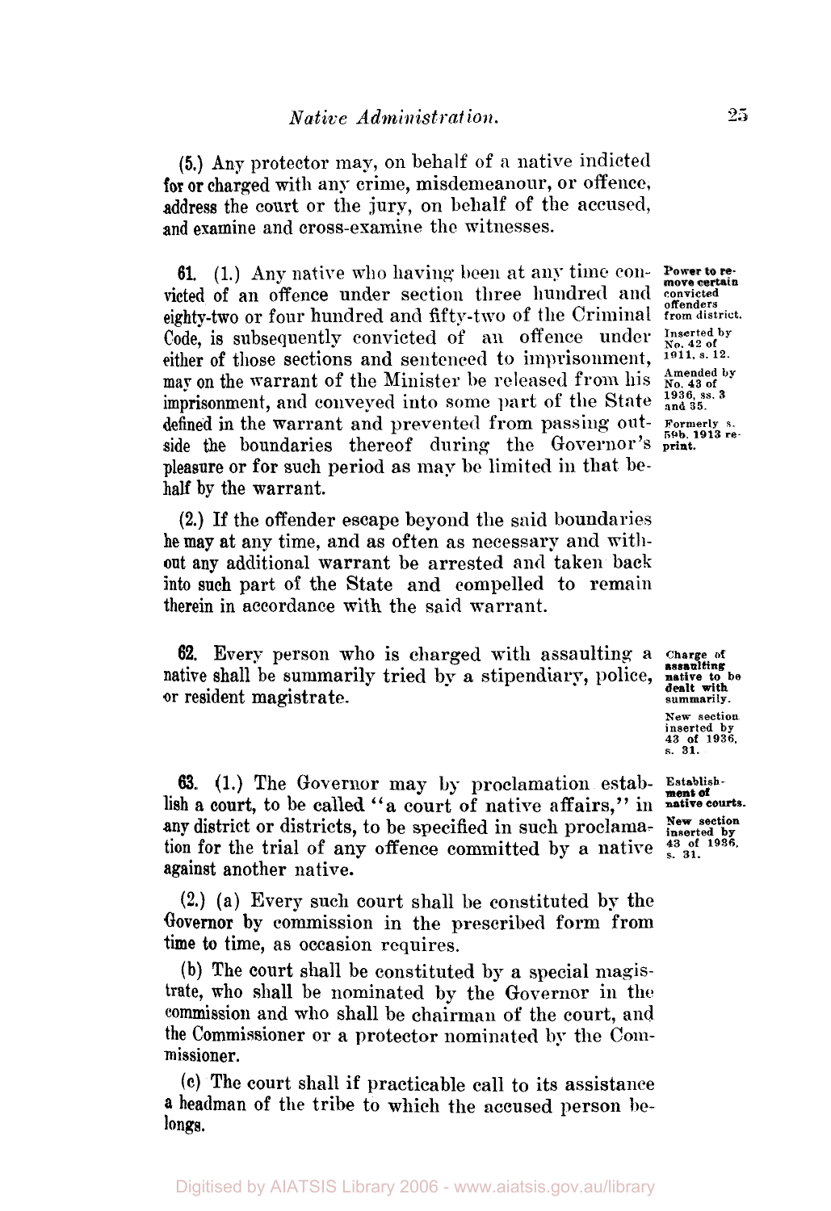(5.) Any protector may, on behalf of a native indicted for or charged with any crime, misdemeanour, or offence, address the court or the jury, on behalf of the accused, and examine and cross-examine the witnesses.

**61.** (1.) Any native who having been at any time convicted of an offence under section three hundred and eighty-two or four hundred and fifty-two of the Criminal Code, is subsequently convicted of an offence under either of those sections and sentenced to imprisonment, may on the warrant of the Minister be released from his imprisonment, and conveyed into some part of the State defined in the warrant and prevented from passing outside the boundaries thereof during the Governor's pleasure or for such period as may be limited in that behalf by the warrant.

*Power to remove certain convicted offenders from district.*

*Inserted by No. 42 of 1911, s. 12.*

*Amended by No. 43 of 1936, ss. 3 and 35.*

*Formerly s. 59b. 1913 reprint.*

(2.) If the offender escape beyond the said boundaries he may at any time, and as often as necessary and without any additional warrant be arrested and taken back into such part of the State and compelled to remain therein in accordance with the said warrant.

**62.** Every person who is charged with assaulting a native shall be summarily tried by a stipendiary, police, or resident magistrate.

*Charge of assaulting native to be dealt with summarily.*

*New section inserted by 43 of 1936, s. 31.*

**63.** (1.) The Governor may by proclamation establish a court, to be called "a court of native affairs," in any district or districts, to be specified in such proclamation for the trial of any offence committed by a native against another native.

*Establishment of native courts.*

*New section inserted by 43 of 1936, s. 31.*

(2.) (a) Every such court shall be constituted by the Governor by commission in the prescribed form from time to time, as occasion requires.

(b) The court shall be constituted by a special magistrate, who shall be nominated by the Governor in the commission and who shall be chairman of the court, and the Commissioner or a protector nominated by the Commissioner.

(c) The court shall if practicable call to its assistance a headman of the tribe to which the accused person belongs.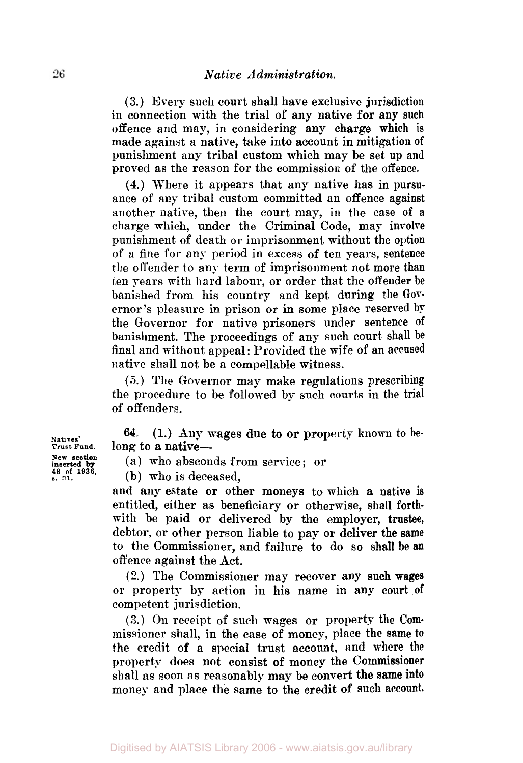(3.) Every such court shall have exclusive jurisdiction in connection with the trial of any native for any such offence and may, in considering any charge which is made against a native, take into account in mitigation of punishment any tribal custom which may be set up and proved as the reason for the commission of the offence.

(4.) Where it appears that any native has in pursuance of any tribal custom committed an offence against another native, then the court may, in the case of a charge which, under the Criminal Code, may involve punishment of death or imprisonment without the option of a fine for any period in excess of ten years, sentence the offender to any term of imprisonment not more than ten years with hard labour, or order that the offender be banished from his country and kept during the Governor's pleasure in prison or in some place reserved by the Governor for native prisoners under sentence of banishment. The proceedings of any such court shall be final and without appeal: Provided the wife of an accused native shall not be a compellable witness.

(5.) The Governor may make regulations prescribing the procedure to be followed by such courts in the trial of offenders.

Natives' Trust Fund.

New section inserted by 43 of 1936, s. 31.

64. (1.) Any wages due to or property known to belong to a native—

(a) who absconds from service; or

(b) who is deceased,

and any estate or other moneys to which a native is entitled, either as beneficiary or otherwise, shall forthwith be paid or delivered by the employer, trustee, debtor, or other person liable to pay or deliver the same to the Commissioner, and failure to do so shall be an offence against the Act.

(2.) The Commissioner may recover any such wages or property by action in his name in any court of competent jurisdiction.

(3.) On receipt of such wages or property the Commissioner shall, in the case of money, place the same to the credit of a special trust account, and where the property does not consist of money the Commissioner shall as soon as reasonably may be convert the same into money and place the same to the credit of such account.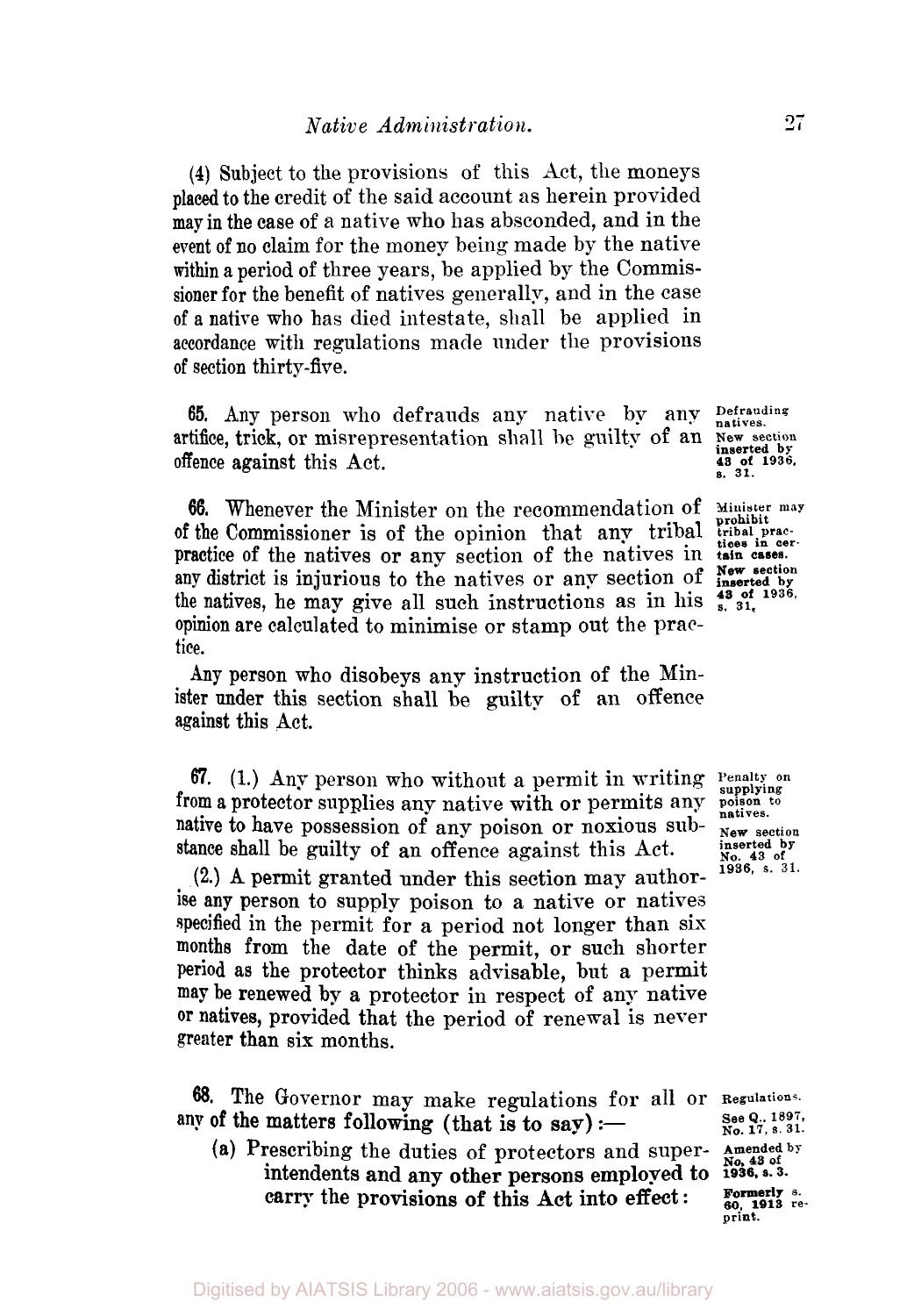(4) Subject to the provisions of this Act, the moneys placed to the credit of the said account as herein provided may in the case of a native who has absconded, and in the event of no claim for the money being made by the native within a period of three years, be applied by the Commissioner for the benefit of natives generally, and in the case of a native who has died intestate, shall be applied in accordance with regulations made under the provisions of section thirty-five.

**Defrauding natives.** New section inserted by 43 of 1936, s. 31.

**65.** Any person who defrauds any native by any artifice, trick, or misrepresentation shall be guilty of an offence against this Act.

**Minister may prohibit tribal practices in certain cases.** New section inserted by 43 of 1936, s. 31.

**66.** Whenever the Minister on the recommendation of of the Commissioner is of the opinion that any tribal practice of the natives or any section of the natives in any district is injurious to the natives or any section of the natives, he may give all such instructions as in his opinion are calculated to minimise or stamp out the practice.

Any person who disobeys any instruction of the Minister under this section shall be guilty of an offence against this Act.

**Penalty on supplying poison to natives.** New section inserted by No. 43 of 1936, s. 31.

**67.** (1.) Any person who without a permit in writing from a protector supplies any native with or permits any native to have possession of any poison or noxious substance shall be guilty of an offence against this Act.

(2.) A permit granted under this section may authorise any person to supply poison to a native or natives specified in the permit for a period not longer than six months from the date of the permit, or such shorter period as the protector thinks advisable, but a permit may be renewed by a protector in respect of any native or natives, provided that the period of renewal is never greater than six months.

**Regulations.** See Q., 1897, No. 17, s. 31. Amended by No. 43 of 1936, s. 3. Formerly s. 60, 1913 reprint.

**68.** The Governor may make regulations for all or any of the matters following (that is to say):—

(a) Prescribing the duties of protectors and superintendents and any other persons employed to carry the provisions of this Act into effect: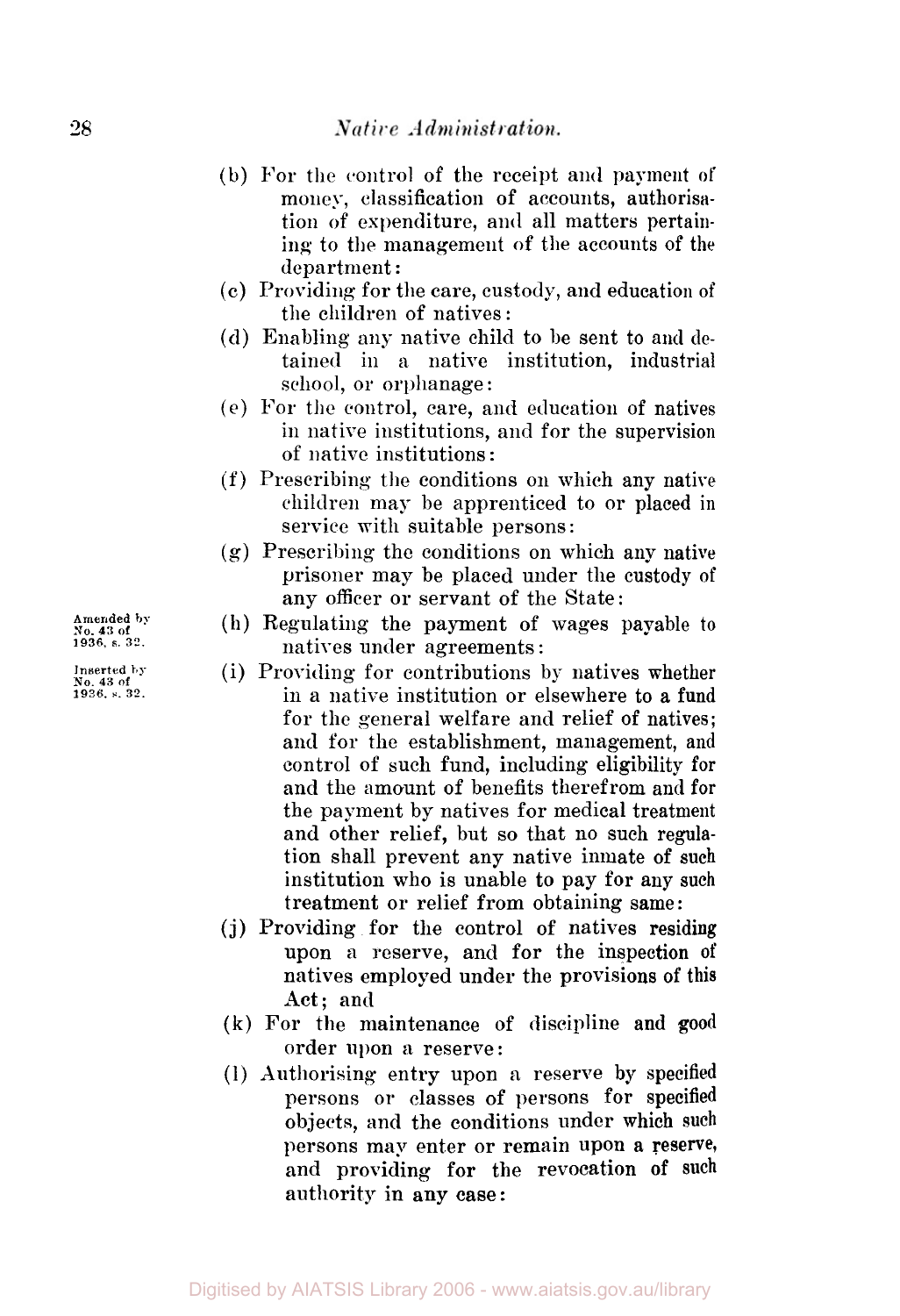(b) For the control of the receipt and payment of money, classification of accounts, authorisation of expenditure, and all matters pertaining to the management of the accounts of the department:

(c) Providing for the care, custody, and education of the children of natives:

(d) Enabling any native child to be sent to and detained in a native institution, industrial school, or orphanage:

(e) For the control, care, and education of natives in native institutions, and for the supervision of native institutions:

(f) Prescribing the conditions on which any native children may be apprenticed to or placed in service with suitable persons:

(g) Prescribing the conditions on which any native prisoner may be placed under the custody of any officer or servant of the State:

Amended by No. 43 of 1936, s. 32.

(h) Regulating the payment of wages payable to natives under agreements:

Inserted by No. 43 of 1936, s. 32.

(i) Providing for contributions by natives whether in a native institution or elsewhere to a fund for the general welfare and relief of natives; and for the establishment, management, and control of such fund, including eligibility for and the amount of benefits therefrom and for the payment by natives for medical treatment and other relief, but so that no such regulation shall prevent any native inmate of such institution who is unable to pay for any such treatment or relief from obtaining same:

(j) Providing for the control of natives residing upon a reserve, and for the inspection of natives employed under the provisions of this Act; and

(k) For the maintenance of discipline and good order upon a reserve:

(l) Authorising entry upon a reserve by specified persons or classes of persons for specified objects, and the conditions under which such persons may enter or remain upon a reserve, and providing for the revocation of such authority in any case: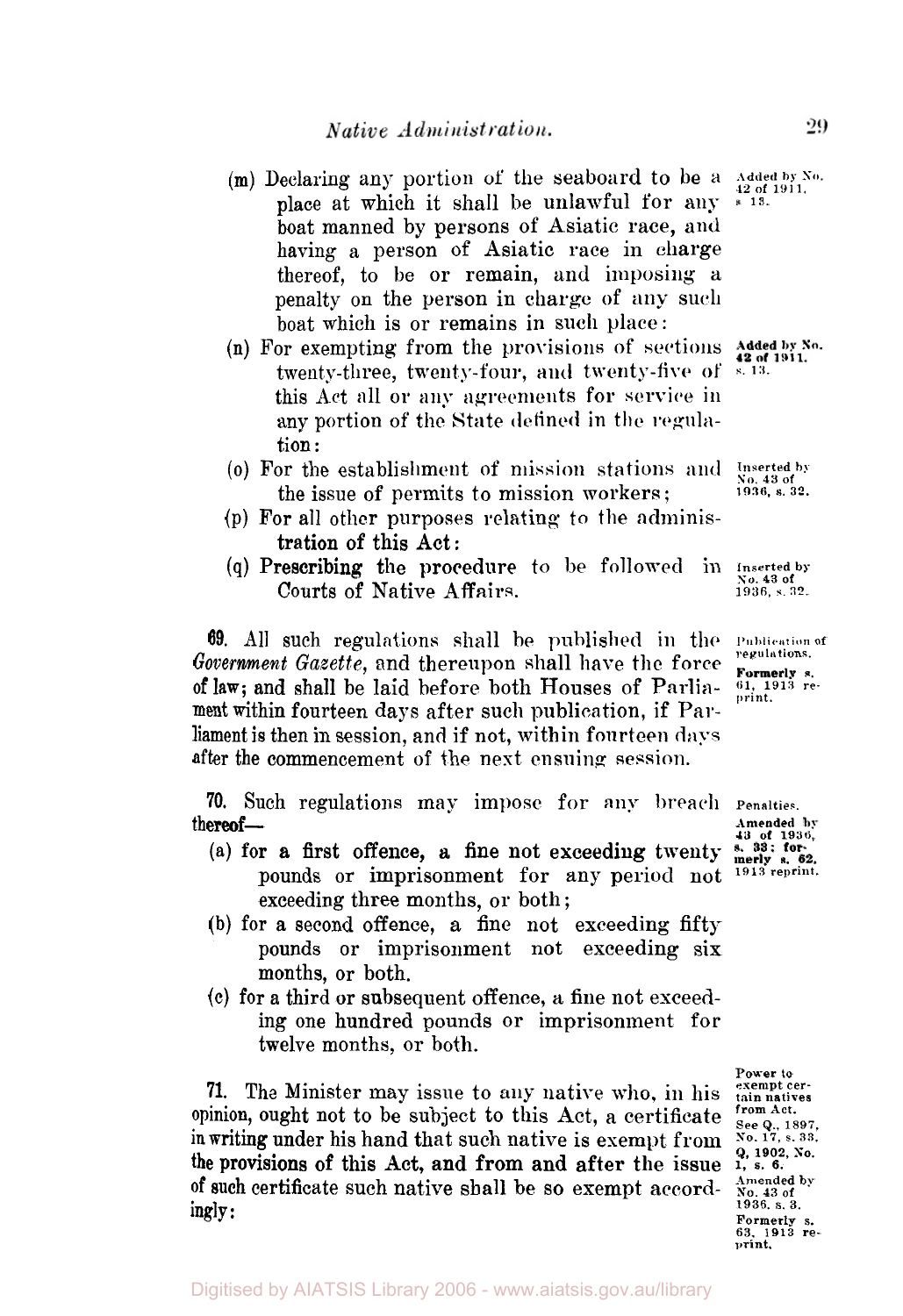(m) Declaring any portion of the seaboard to be a place at which it shall be unlawful for any boat manned by persons of Asiatic race, and having a person of Asiatic race in charge thereof, to be or remain, and imposing a penalty on the person in charge of any such boat which is or remains in such place: *Added by No. 42 of 1911, s. 13.*

(n) For exempting from the provisions of sections twenty-three, twenty-four, and twenty-five of this Act all or any agreements for service in any portion of the State defined in the regulation: *Added by No. 42 of 1911, s. 13.*

(o) For the establishment of mission stations and the issue of permits to mission workers; *Inserted by No. 43 of 1936, s. 32.*

(p) For all other purposes relating to the administration of this Act:

(q) Prescribing the procedure to be followed in Courts of Native Affairs. *Inserted by No. 43 of 1936, s. 32.*

*Publication of regulations. Formerly s. 61, 1913 reprint.*

**69.** All such regulations shall be published in the *Government Gazette*, and thereupon shall have the force of law; and shall be laid before both Houses of Parliament within fourteen days after such publication, if Parliament is then in session, and if not, within fourteen days after the commencement of the next ensuing session.

*Penalties. Amended by 43 of 1936, s. 33; formerly s. 62, 1913 reprint.*

**70.** Such regulations may impose for any breach thereof—

(a) for a first offence, a fine not exceeding twenty pounds or imprisonment for any period not exceeding three months, or both;

(b) for a second offence, a fine not exceeding fifty pounds or imprisonment not exceeding six months, or both.

(c) for a third or subsequent offence, a fine not exceeding one hundred pounds or imprisonment for twelve months, or both.

*Power to exempt certain natives from Act. See Q., 1897, No. 17, s. 33. Q. 1902, No. 1, s. 6. Amended by No. 43 of 1936, s. 3. Formerly s. 63, 1913 reprint.*

**71.** The Minister may issue to any native who, in his opinion, ought not to be subject to this Act, a certificate in writing under his hand that such native is exempt from the provisions of this Act, and from and after the issue of such certificate such native shall be so exempt accordingly: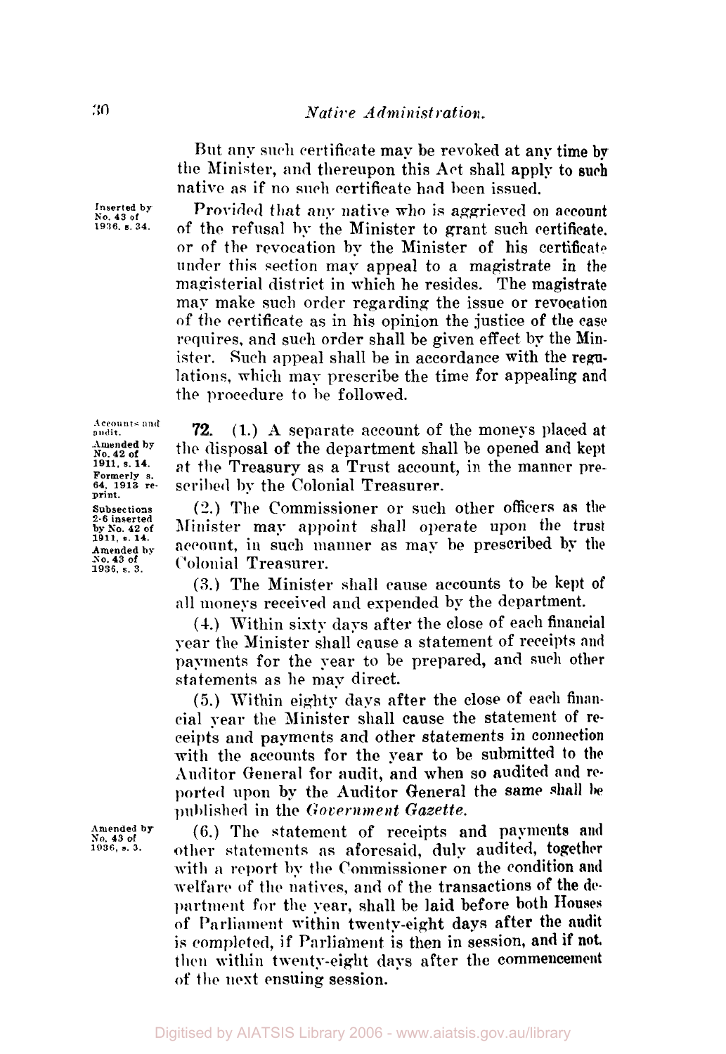But any such certificate may be revoked at any time by the Minister, and thereupon this Act shall apply to such native as if no such certificate had been issued.

Inserted by No. 43 of 1936, s. 34.

Provided that any native who is aggrieved on account of the refusal by the Minister to grant such certificate, or of the revocation by the Minister of his certificate under this section may appeal to a magistrate in the magisterial district in which he resides. The magistrate may make such order regarding the issue or revocation of the certificate as in his opinion the justice of the case requires, and such order shall be given effect by the Minister. Such appeal shall be in accordance with the regulations, which may prescribe the time for appealing and the procedure to be followed.

Accounts and audit. Amended by No. 42 of 1911, s. 14. Formerly s. 64, 1913 reprint. Subsections 2-6 inserted by No. 42 of 1911, s. 14. Amended by No. 43 of 1936, s. 3.

**72.** (1.) A separate account of the moneys placed at the disposal of the department shall be opened and kept at the Treasury as a Trust account, in the manner prescribed by the Colonial Treasurer.

(2.) The Commissioner or such other officers as the Minister may appoint shall operate upon the trust account, in such manner as may be prescribed by the Colonial Treasurer.

(3.) The Minister shall cause accounts to be kept of all moneys received and expended by the department.

(4.) Within sixty days after the close of each financial year the Minister shall cause a statement of receipts and payments for the year to be prepared, and such other statements as he may direct.

(5.) Within eighty days after the close of each financial year the Minister shall cause the statement of receipts and payments and other statements in connection with the accounts for the year to be submitted to the Auditor General for audit, and when so audited and reported upon by the Auditor General the same shall be published in the *Government Gazette*.

Amended by No. 43 of 1936, s. 3.

(6.) The statement of receipts and payments and other statements as aforesaid, duly audited, together with a report by the Commissioner on the condition and welfare of the natives, and of the transactions of the department for the year, shall be laid before both Houses of Parliament within twenty-eight days after the audit is completed, if Parliament is then in session, and if not, then within twenty-eight days after the commencement of the next ensuing session.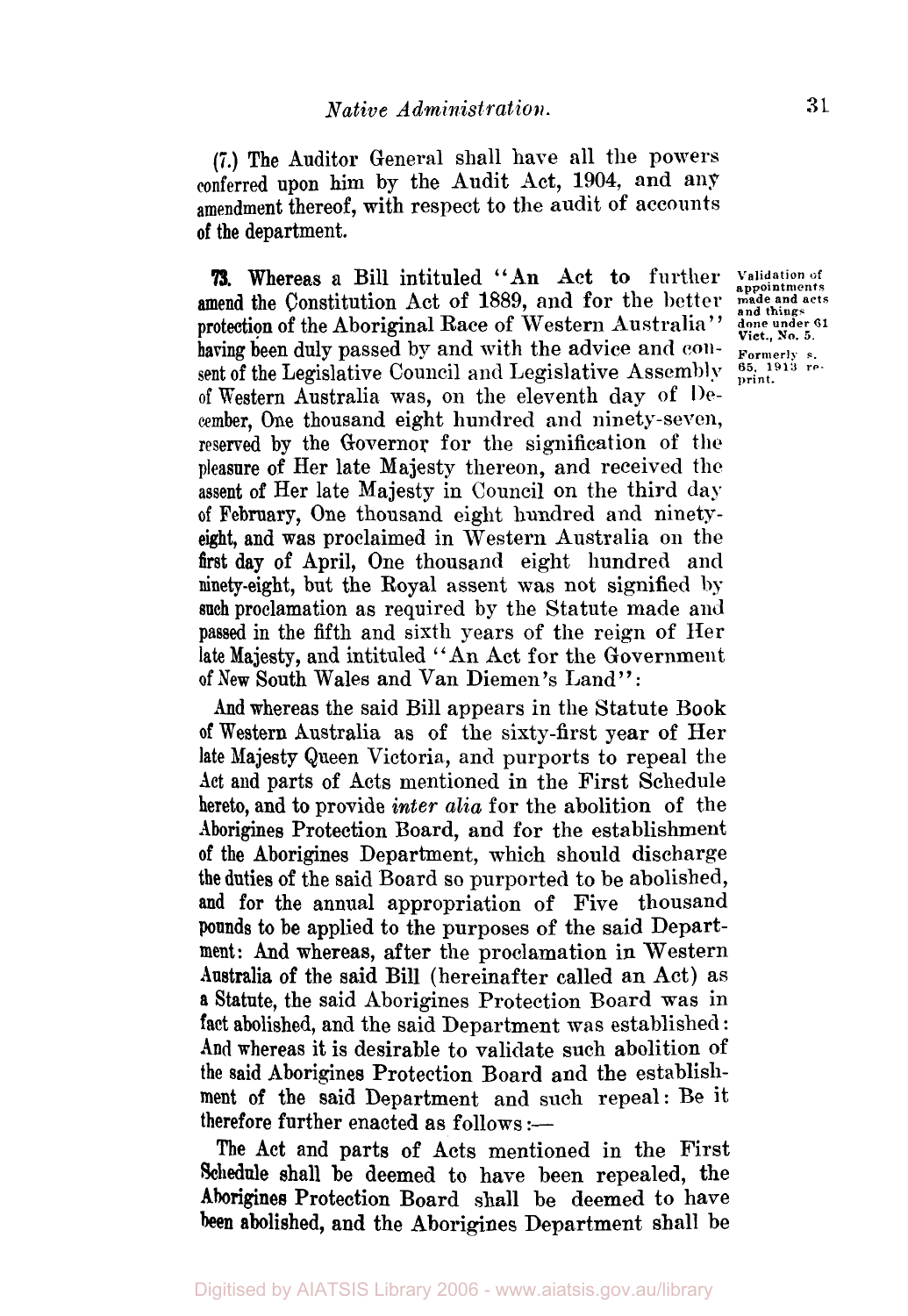(7.) The Auditor General shall have all the powers conferred upon him by the Audit Act, 1904, and any amendment thereof, with respect to the audit of accounts of the department.

Validation of appointments made and acts and things done under 61 Vict., No. 5. Formerly s. 65, 1913 reprint.

**73.** Whereas a Bill intituled "An Act to further amend the Constitution Act of 1889, and for the better protection of the Aboriginal Race of Western Australia" having been duly passed by and with the advice and consent of the Legislative Council and Legislative Assembly of Western Australia was, on the eleventh day of December, One thousand eight hundred and ninety-seven, reserved by the Governor for the signification of the pleasure of Her late Majesty thereon, and received the assent of Her late Majesty in Council on the third day of February, One thousand eight hundred and ninety-eight, and was proclaimed in Western Australia on the first day of April, One thousand eight hundred and ninety-eight, but the Royal assent was not signified by such proclamation as required by the Statute made and passed in the fifth and sixth years of the reign of Her late Majesty, and intituled "An Act for the Government of New South Wales and Van Diemen's Land":

And whereas the said Bill appears in the Statute Book of Western Australia as of the sixty-first year of Her late Majesty Queen Victoria, and purports to repeal the Act and parts of Acts mentioned in the First Schedule hereto, and to provide *inter alia* for the abolition of the Aborigines Protection Board, and for the establishment of the Aborigines Department, which should discharge the duties of the said Board so purported to be abolished, and for the annual appropriation of Five thousand pounds to be applied to the purposes of the said Department: And whereas, after the proclamation in Western Australia of the said Bill (hereinafter called an Act) as a Statute, the said Aborigines Protection Board was in fact abolished, and the said Department was established: And whereas it is desirable to validate such abolition of the said Aborigines Protection Board and the establishment of the said Department and such repeal: Be it therefore further enacted as follows:—

The Act and parts of Acts mentioned in the First Schedule shall be deemed to have been repealed, the Aborigines Protection Board shall be deemed to have been abolished, and the Aborigines Department shall be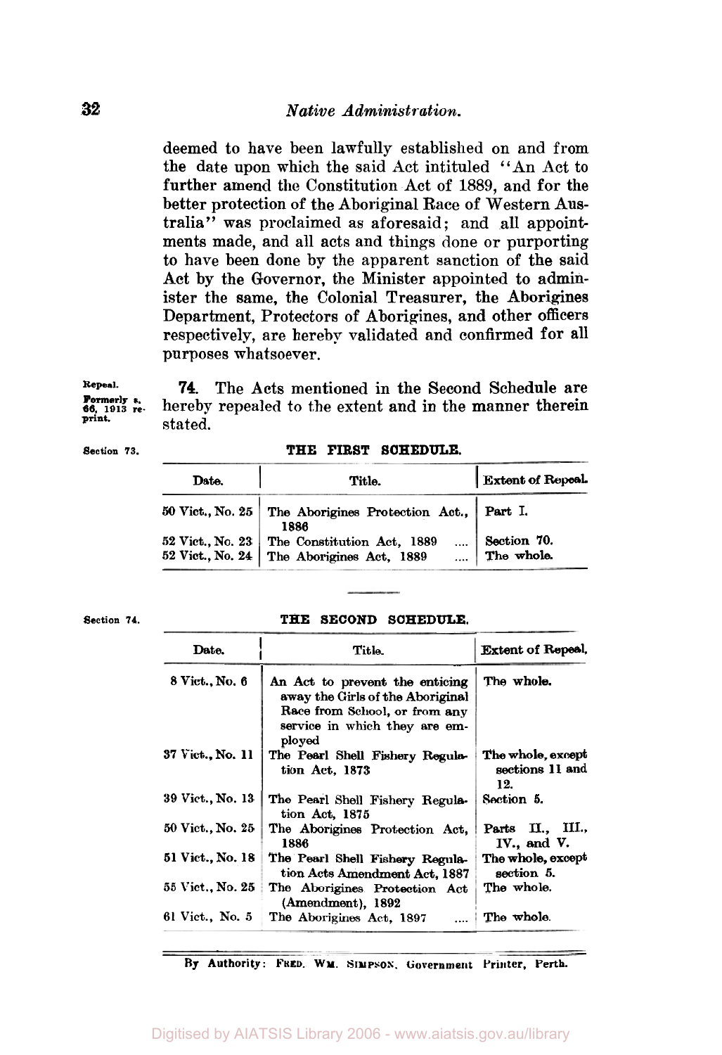deemed to have been lawfully established on and from the date upon which the said Act intituled "An Act to further amend the Constitution Act of 1889, and for the better protection of the Aboriginal Race of Western Australia" was proclaimed as aforesaid; and all appointments made, and all acts and things done or purporting to have been done by the apparent sanction of the said Act by the Governor, the Minister appointed to administer the same, the Colonial Treasurer, the Aborigines Department, Protectors of Aborigines, and other officers respectively, are hereby validated and confirmed for all purposes whatsoever.

Repeal. Formerly s. 66, 1913 reprint.

**74.** The Acts mentioned in the Second Schedule are hereby repealed to the extent and in the manner therein stated.

Section 73.

## THE FIRST SCHEDULE.

| Date. | Title. | Extent of Repeal. |
|---|---|---|
| 50 Vict., No. 25 | The Aborigines Protection Act, 1886 | Part I. |
| 52 Vict., No. 23 | The Constitution Act, 1889 .... | Section 70. |
| 52 Vict., No. 24 | The Aborigines Act, 1889 .... | The whole. |

Section 74.

## THE SECOND SCHEDULE.

| Date. | Title. | Extent of Repeal. |
|---|---|---|
| 8 Vict., No. 6 | An Act to prevent the enticing away the Girls of the Aboriginal Race from School, or from any service in which they are employed | The whole. |
| 37 Vict., No. 11 | The Pearl Shell Fishery Regulation Act, 1873 | The whole, except sections 11 and 12. |
| 39 Vict., No. 13 | The Pearl Shell Fishery Regulation Act, 1875 | Section 5. |
| 50 Vict., No. 25 | The Aborigines Protection Act, 1886 | Parts II., III., IV., and V. |
| 51 Vict., No. 18 | The Pearl Shell Fishery Regulation Acts Amendment Act, 1887 | The whole, except section 5. |
| 55 Vict., No. 25 | The Aborigines Protection Act (Amendment), 1892 | The whole. |
| 61 Vict., No. 5 | The Aborigines Act, 1897 .... | The whole. |

By Authority: FRED. WM. SIMPSON, Government Printer, Perth.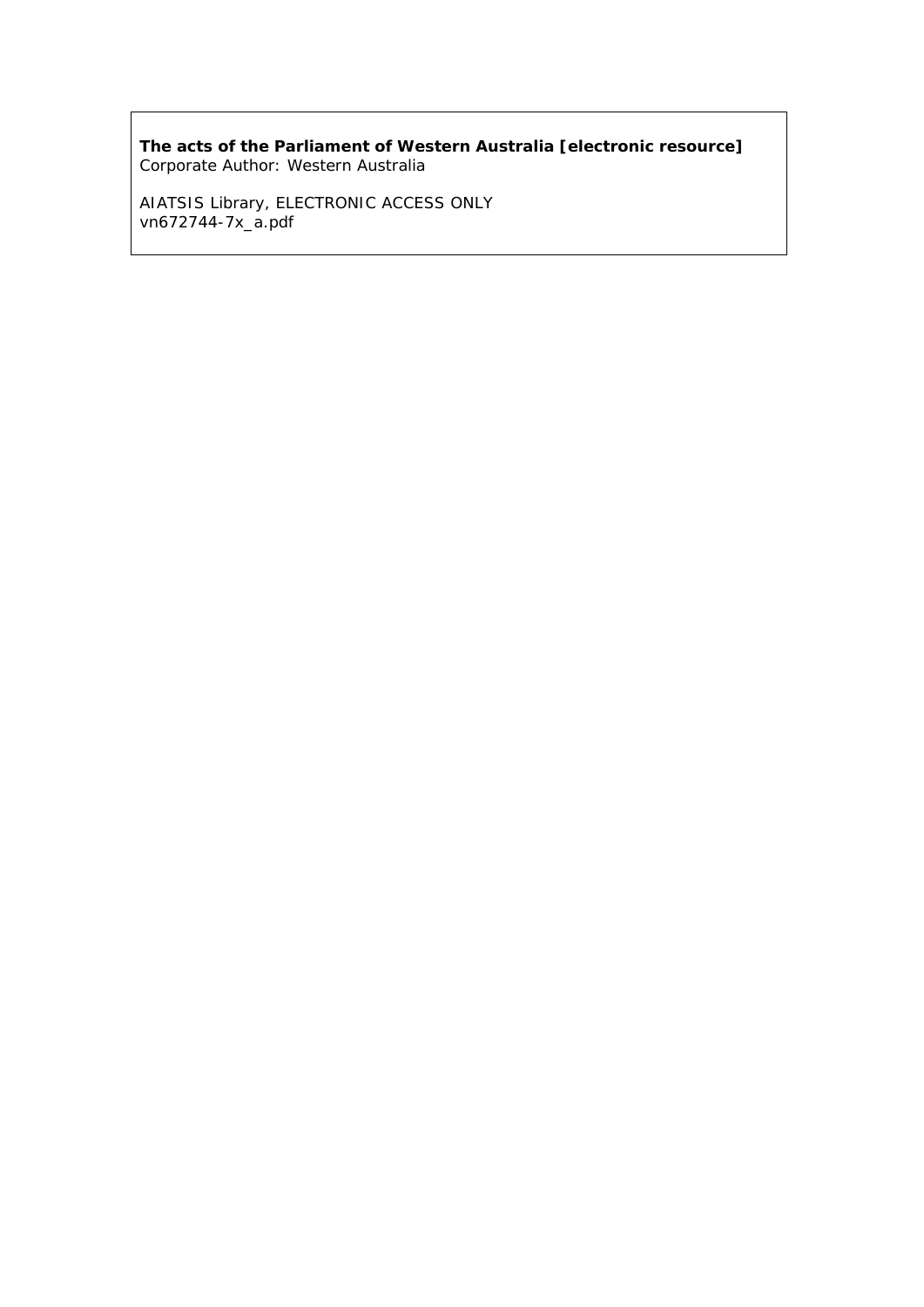**The acts of the Parliament of Western Australia [electronic resource]**
Corporate Author: Western Australia

AIATSIS Library, ELECTRONIC ACCESS ONLY
vn672744-7x_a.pdf